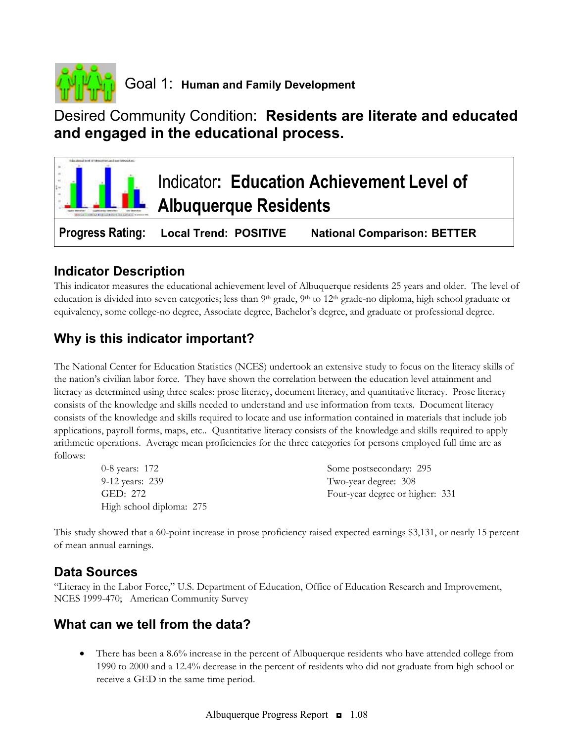# Goal 1: **Human and Family Development**

## Desired Community Condition: **Residents are literate and educated and engaged in the educational process.**

## Indicator: **Education Achievement Level of Albuquerque Residents**

**Progress Rating:** **Local Trend: POSITIVE** **National Comparison: BETTER**

## Indicator Description

This indicator measures the educational achievement level of Albuquerque residents 25 years and older. The level of education is divided into seven categories; less than 9th grade, 9th to 12th grade-no diploma, high school graduate or equivalency, some college-no degree, Associate degree, Bachelor's degree, and graduate or professional degree.

## Why is this indicator important?

The National Center for Education Statistics (NCES) undertook an extensive study to focus on the literacy skills of the nation's civilian labor force. They have shown the correlation between the education level attainment and literacy as determined using three scales: prose literacy, document literacy, and quantitative literacy. Prose literacy consists of the knowledge and skills needed to understand and use information from texts. Document literacy consists of the knowledge and skills required to locate and use information contained in materials that include job applications, payroll forms, maps, etc.. Quantitative literacy consists of the knowledge and skills required to apply arithmetic operations. Average mean proficiencies for the three categories for persons employed full time are as follows:

- 0-8 years: 172
- 9-12 years: 239
- GED: 272
- High school diploma: 275
- Some postsecondary: 295
- Two-year degree: 308
- Four-year degree or higher: 331

This study showed that a 60-point increase in prose proficiency raised expected earnings $3,131, or nearly 15 percent of mean annual earnings.

## Data Sources

"Literacy in the Labor Force," U.S. Department of Education, Office of Education Research and Improvement, NCES 1999-470; American Community Survey

## What can we tell from the data?

- There has been a 8.6% increase in the percent of Albuquerque residents who have attended college from 1990 to 2000 and a 12.4% decrease in the percent of residents who did not graduate from high school or receive a GED in the same time period.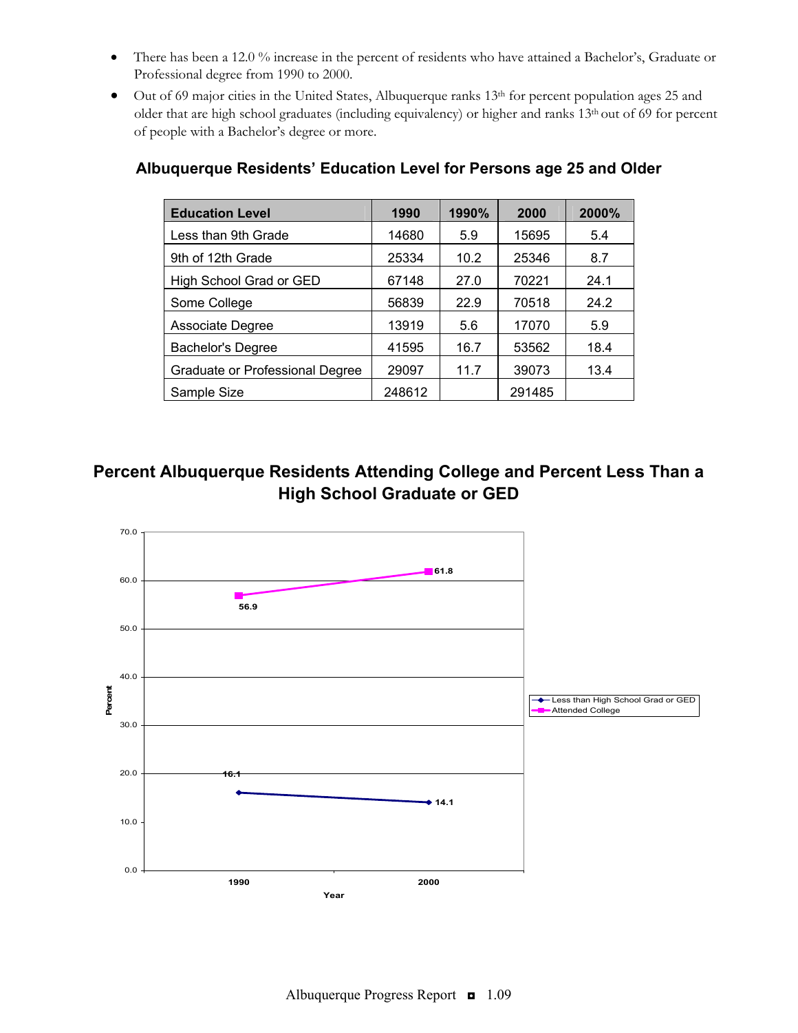- There has been a 12.0 % increase in the percent of residents who have attained a Bachelor's, Graduate or Professional degree from 1990 to 2000.
- Out of 69 major cities in the United States, Albuquerque ranks 13th for percent population ages 25 and older that are high school graduates (including equivalency) or higher and ranks 13th out of 69 for percent of people with a Bachelor's degree or more.

### Albuquerque Residents' Education Level for Persons age 25 and Older

| Education Level | 1990 | 1990% | 2000 | 2000% |
|---|---|---|---|---|
| Less than 9th Grade | 14680 | 5.9 | 15695 | 5.4 |
| 9th of 12th Grade | 25334 | 10.2 | 25346 | 8.7 |
| High School Grad or GED | 67148 | 27.0 | 70221 | 24.1 |
| Some College | 56839 | 22.9 | 70518 | 24.2 |
| Associate Degree | 13919 | 5.6 | 17070 | 5.9 |
| Bachelor's Degree | 41595 | 16.7 | 53562 | 18.4 |
| Graduate or Professional Degree | 29097 | 11.7 | 39073 | 13.4 |
| Sample Size | 248612 | | 291485 | |

### Percent Albuquerque Residents Attending College and Percent Less Than a High School Graduate or GED

Percent

70.0
60.0
50.0
40.0
30.0
20.0
10.0
0.0

61.8
56.9
16.1
14.1

1990
2000

Year

Less than High School Grad or GED
Attended College